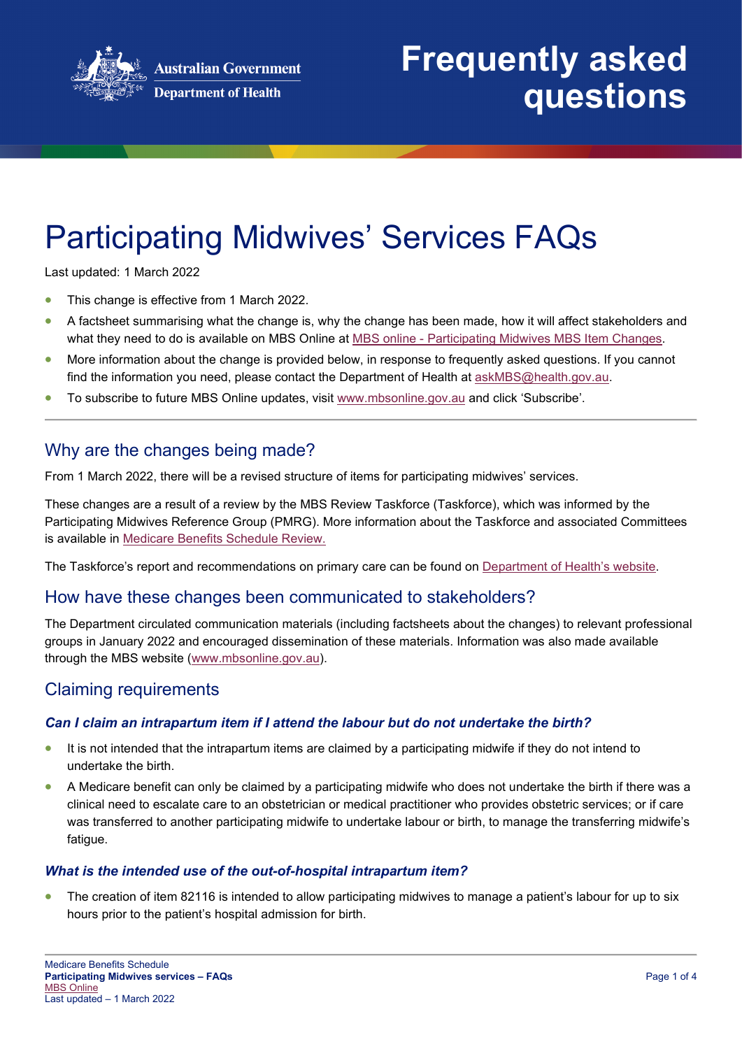Australian Government
Department of Health

# Frequently asked questions

# Participating Midwives' Services FAQs

Last updated: 1 March 2022

- This change is effective from 1 March 2022.
- A factsheet summarising what the change is, why the change has been made, how it will affect stakeholders and what they need to do is available on MBS Online at MBS online - Participating Midwives MBS Item Changes.
- More information about the change is provided below, in response to frequently asked questions. If you cannot find the information you need, please contact the Department of Health at askMBS@health.gov.au.
- To subscribe to future MBS Online updates, visit www.mbsonline.gov.au and click 'Subscribe'.

## Why are the changes being made?

From 1 March 2022, there will be a revised structure of items for participating midwives' services.

These changes are a result of a review by the MBS Review Taskforce (Taskforce), which was informed by the Participating Midwives Reference Group (PMRG). More information about the Taskforce and associated Committees is available in Medicare Benefits Schedule Review.

The Taskforce's report and recommendations on primary care can be found on Department of Health's website.

## How have these changes been communicated to stakeholders?

The Department circulated communication materials (including factsheets about the changes) to relevant professional groups in January 2022 and encouraged dissemination of these materials. Information was also made available through the MBS website (www.mbsonline.gov.au).

## Claiming requirements

### *Can I claim an intrapartum item if I attend the labour but do not undertake the birth?*

- It is not intended that the intrapartum items are claimed by a participating midwife if they do not intend to undertake the birth.
- A Medicare benefit can only be claimed by a participating midwife who does not undertake the birth if there was a clinical need to escalate care to an obstetrician or medical practitioner who provides obstetric services; or if care was transferred to another participating midwife to undertake labour or birth, to manage the transferring midwife's fatigue.

### *What is the intended use of the out-of-hospital intrapartum item?*

- The creation of item 82116 is intended to allow participating midwives to manage a patient's labour for up to six hours prior to the patient's hospital admission for birth.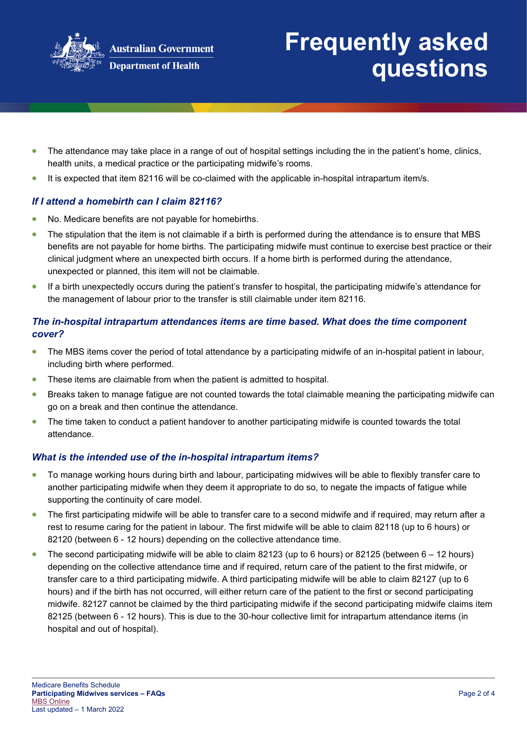- The attendance may take place in a range of out of hospital settings including the in the patient's home, clinics, health units, a medical practice or the participating midwife's rooms.
- It is expected that item 82116 will be co-claimed with the applicable in-hospital intrapartum item/s.

### *If I attend a homebirth can I claim 82116?*

- No. Medicare benefits are not payable for homebirths.
- The stipulation that the item is not claimable if a birth is performed during the attendance is to ensure that MBS benefits are not payable for home births. The participating midwife must continue to exercise best practice or their clinical judgment where an unexpected birth occurs. If a home birth is performed during the attendance, unexpected or planned, this item will not be claimable.
- If a birth unexpectedly occurs during the patient's transfer to hospital, the participating midwife's attendance for the management of labour prior to the transfer is still claimable under item 82116.

### *The in-hospital intrapartum attendances items are time based. What does the time component cover?*

- The MBS items cover the period of total attendance by a participating midwife of an in-hospital patient in labour, including birth where performed.
- These items are claimable from when the patient is admitted to hospital.
- Breaks taken to manage fatigue are not counted towards the total claimable meaning the participating midwife can go on a break and then continue the attendance.
- The time taken to conduct a patient handover to another participating midwife is counted towards the total attendance.

### *What is the intended use of the in-hospital intrapartum items?*

- To manage working hours during birth and labour, participating midwives will be able to flexibly transfer care to another participating midwife when they deem it appropriate to do so, to negate the impacts of fatigue while supporting the continuity of care model.
- The first participating midwife will be able to transfer care to a second midwife and if required, may return after a rest to resume caring for the patient in labour. The first midwife will be able to claim 82118 (up to 6 hours) or 82120 (between 6 - 12 hours) depending on the collective attendance time.
- The second participating midwife will be able to claim 82123 (up to 6 hours) or 82125 (between 6 – 12 hours) depending on the collective attendance time and if required, return care of the patient to the first midwife, or transfer care to a third participating midwife. A third participating midwife will be able to claim 82127 (up to 6 hours) and if the birth has not occurred, will either return care of the patient to the first or second participating midwife. 82127 cannot be claimed by the third participating midwife if the second participating midwife claims item 82125 (between 6 - 12 hours). This is due to the 30-hour collective limit for intrapartum attendance items (in hospital and out of hospital).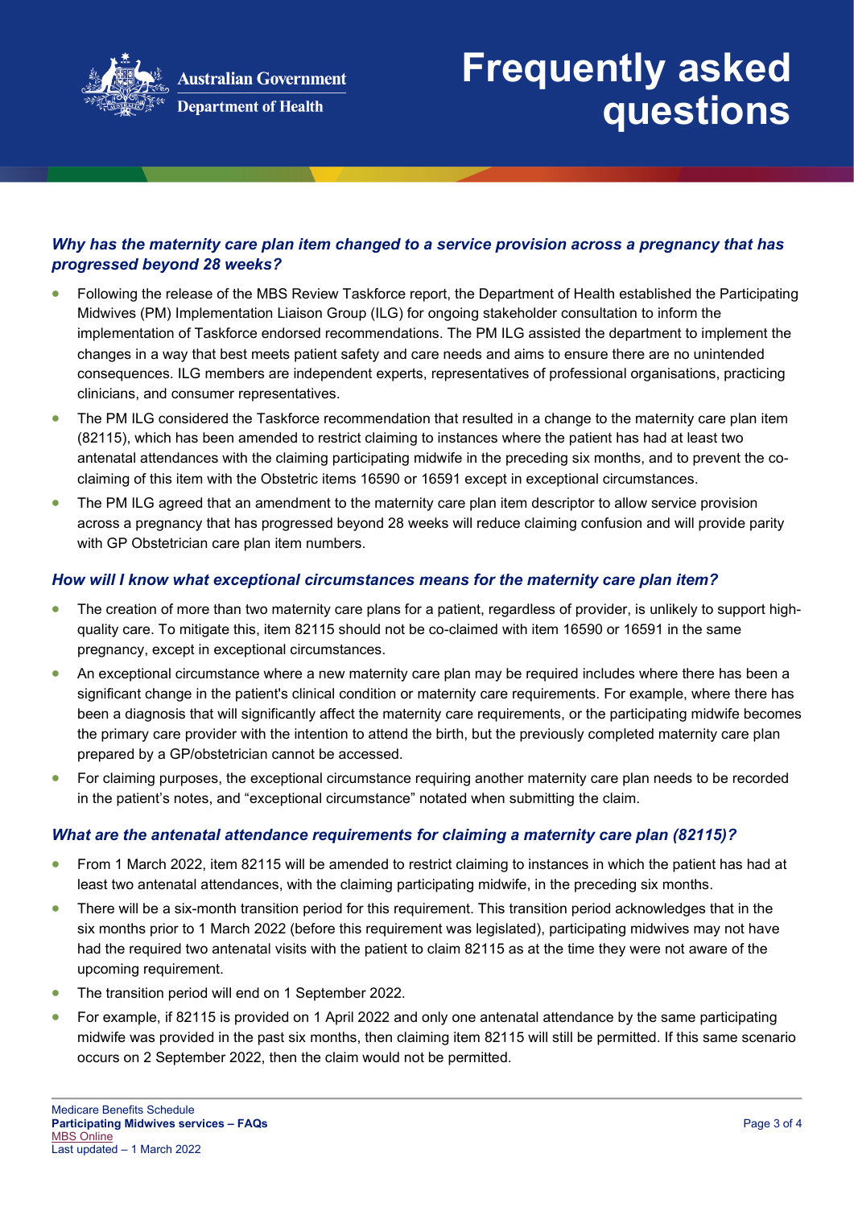# Frequently asked questions

### *Why has the maternity care plan item changed to a service provision across a pregnancy that has progressed beyond 28 weeks?*

- Following the release of the MBS Review Taskforce report, the Department of Health established the Participating Midwives (PM) Implementation Liaison Group (ILG) for ongoing stakeholder consultation to inform the implementation of Taskforce endorsed recommendations. The PM ILG assisted the department to implement the changes in a way that best meets patient safety and care needs and aims to ensure there are no unintended consequences. ILG members are independent experts, representatives of professional organisations, practicing clinicians, and consumer representatives.
- The PM ILG considered the Taskforce recommendation that resulted in a change to the maternity care plan item (82115), which has been amended to restrict claiming to instances where the patient has had at least two antenatal attendances with the claiming participating midwife in the preceding six months, and to prevent the co-claiming of this item with the Obstetric items 16590 or 16591 except in exceptional circumstances.
- The PM ILG agreed that an amendment to the maternity care plan item descriptor to allow service provision across a pregnancy that has progressed beyond 28 weeks will reduce claiming confusion and will provide parity with GP Obstetrician care plan item numbers.

### *How will I know what exceptional circumstances means for the maternity care plan item?*

- The creation of more than two maternity care plans for a patient, regardless of provider, is unlikely to support high-quality care. To mitigate this, item 82115 should not be co-claimed with item 16590 or 16591 in the same pregnancy, except in exceptional circumstances.
- An exceptional circumstance where a new maternity care plan may be required includes where there has been a significant change in the patient's clinical condition or maternity care requirements. For example, where there has been a diagnosis that will significantly affect the maternity care requirements, or the participating midwife becomes the primary care provider with the intention to attend the birth, but the previously completed maternity care plan prepared by a GP/obstetrician cannot be accessed.
- For claiming purposes, the exceptional circumstance requiring another maternity care plan needs to be recorded in the patient's notes, and "exceptional circumstance" notated when submitting the claim.

### *What are the antenatal attendance requirements for claiming a maternity care plan (82115)?*

- From 1 March 2022, item 82115 will be amended to restrict claiming to instances in which the patient has had at least two antenatal attendances, with the claiming participating midwife, in the preceding six months.
- There will be a six-month transition period for this requirement. This transition period acknowledges that in the six months prior to 1 March 2022 (before this requirement was legislated), participating midwives may not have had the required two antenatal visits with the patient to claim 82115 as at the time they were not aware of the upcoming requirement.
- The transition period will end on 1 September 2022.
- For example, if 82115 is provided on 1 April 2022 and only one antenatal attendance by the same participating midwife was provided in the past six months, then claiming item 82115 will still be permitted. If this same scenario occurs on 2 September 2022, then the claim would not be permitted.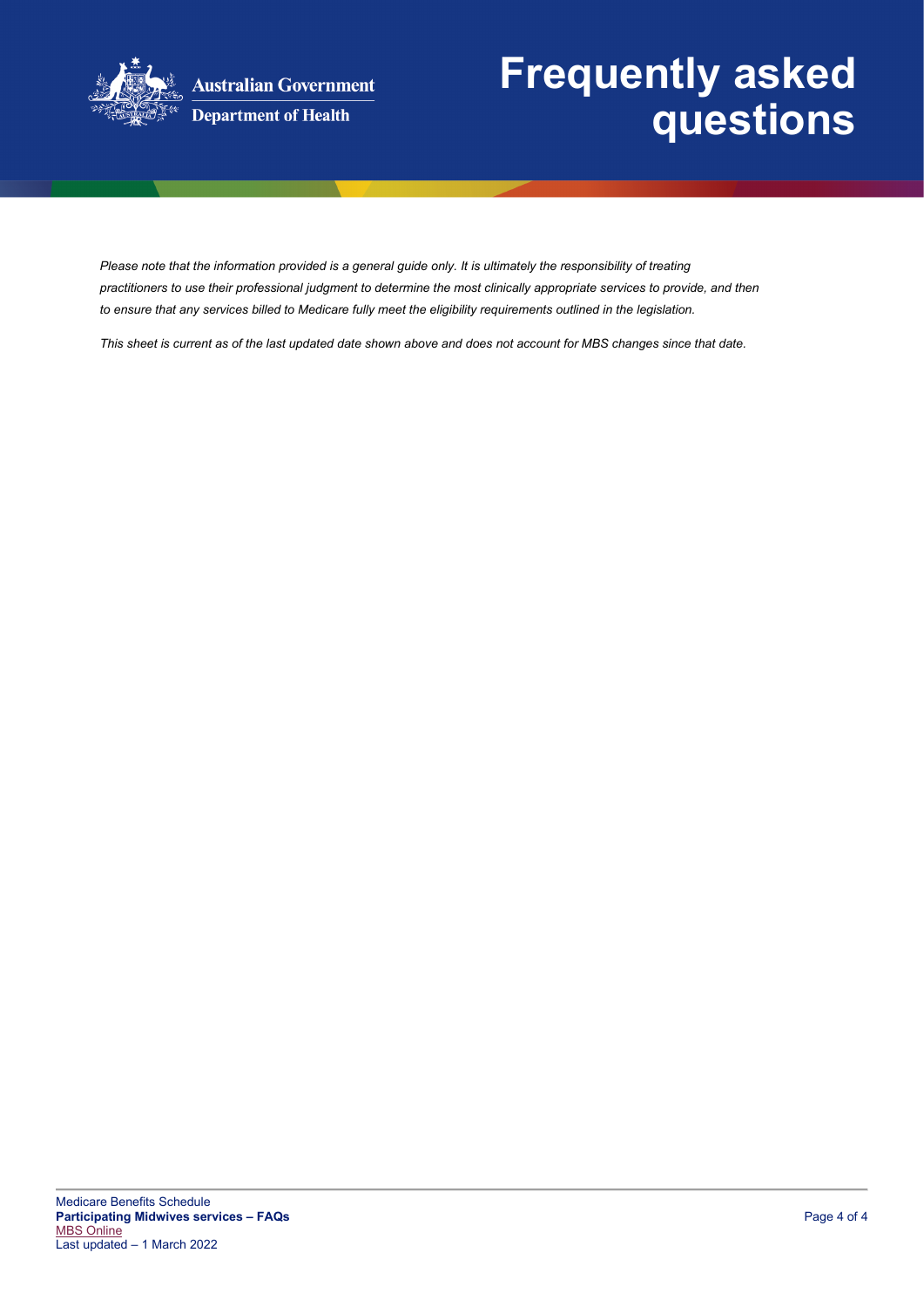*Please note that the information provided is a general guide only. It is ultimately the responsibility of treating practitioners to use their professional judgment to determine the most clinically appropriate services to provide, and then to ensure that any services billed to Medicare fully meet the eligibility requirements outlined in the legislation.*

*This sheet is current as of the last updated date shown above and does not account for MBS changes since that date.*